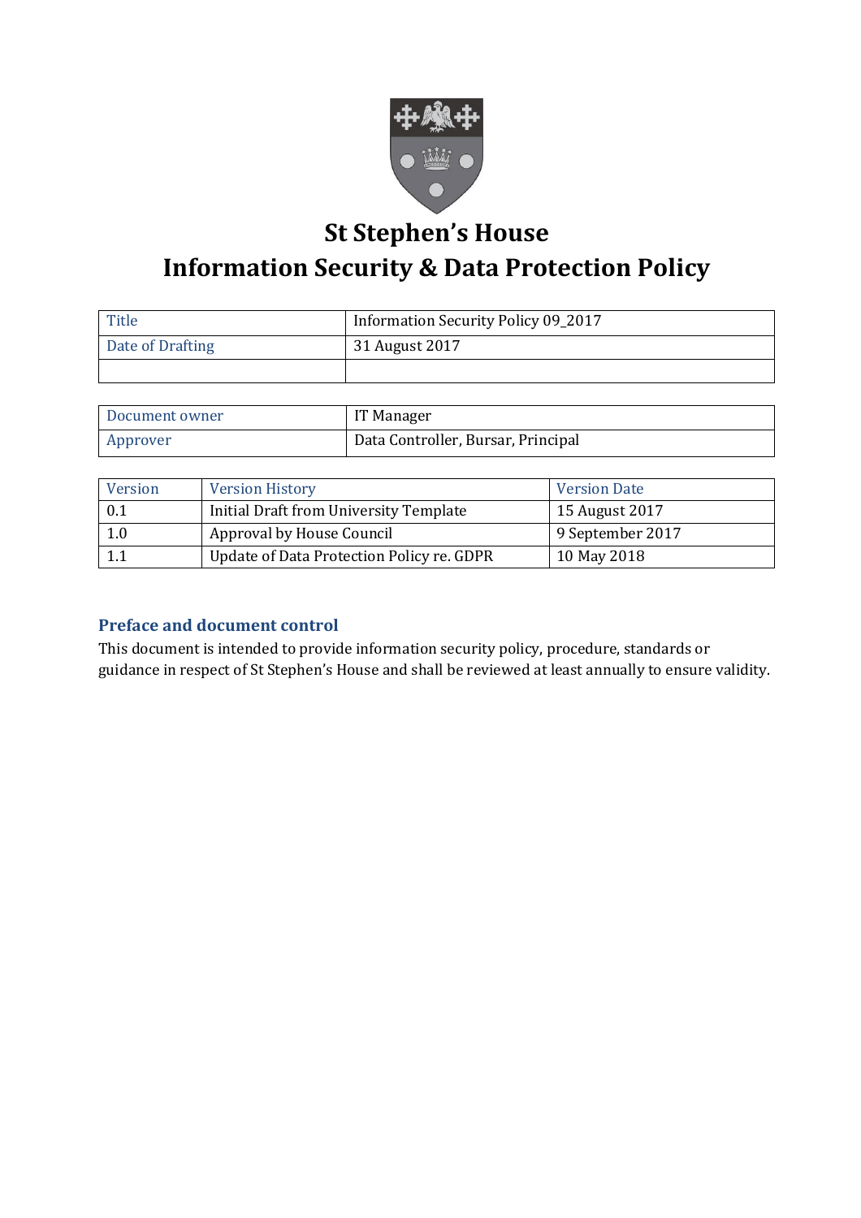# St Stephen's House
# Information Security & Data Protection Policy

| Title | Information Security Policy 09_2017 |
| --- | --- |
| Date of Drafting | 31 August 2017 |
| | |

| Document owner | IT Manager |
| --- | --- |
| Approver | Data Controller, Bursar, Principal |

| Version | Version History | Version Date |
| --- | --- | --- |
| 0.1 | Initial Draft from University Template | 15 August 2017 |
| 1.0 | Approval by House Council | 9 September 2017 |
| 1.1 | Update of Data Protection Policy re. GDPR | 10 May 2018 |

## Preface and document control

This document is intended to provide information security policy, procedure, standards or guidance in respect of St Stephen's House and shall be reviewed at least annually to ensure validity.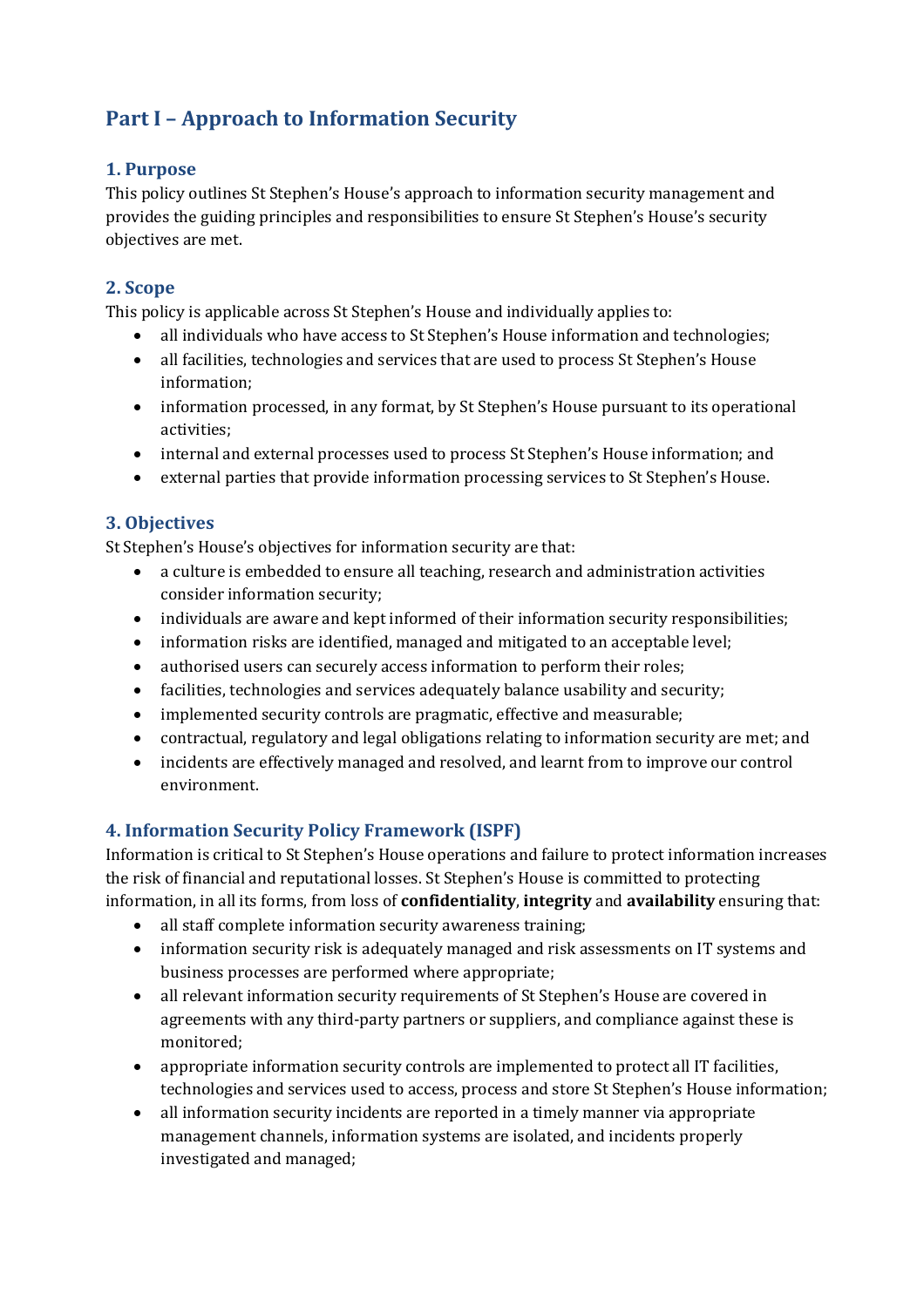# Part I – Approach to Information Security

## 1. Purpose

This policy outlines St Stephen's House's approach to information security management and provides the guiding principles and responsibilities to ensure St Stephen's House's security objectives are met.

## 2. Scope

This policy is applicable across St Stephen's House and individually applies to:

- all individuals who have access to St Stephen's House information and technologies;
- all facilities, technologies and services that are used to process St Stephen's House information;
- information processed, in any format, by St Stephen's House pursuant to its operational activities;
- internal and external processes used to process St Stephen's House information; and
- external parties that provide information processing services to St Stephen's House.

## 3. Objectives

St Stephen's House's objectives for information security are that:

- a culture is embedded to ensure all teaching, research and administration activities consider information security;
- individuals are aware and kept informed of their information security responsibilities;
- information risks are identified, managed and mitigated to an acceptable level;
- authorised users can securely access information to perform their roles;
- facilities, technologies and services adequately balance usability and security;
- implemented security controls are pragmatic, effective and measurable;
- contractual, regulatory and legal obligations relating to information security are met; and
- incidents are effectively managed and resolved, and learnt from to improve our control environment.

## 4. Information Security Policy Framework (ISPF)

Information is critical to St Stephen's House operations and failure to protect information increases the risk of financial and reputational losses. St Stephen's House is committed to protecting information, in all its forms, from loss of **confidentiality**, **integrity** and **availability** ensuring that:

- all staff complete information security awareness training;
- information security risk is adequately managed and risk assessments on IT systems and business processes are performed where appropriate;
- all relevant information security requirements of St Stephen's House are covered in agreements with any third-party partners or suppliers, and compliance against these is monitored;
- appropriate information security controls are implemented to protect all IT facilities, technologies and services used to access, process and store St Stephen's House information;
- all information security incidents are reported in a timely manner via appropriate management channels, information systems are isolated, and incidents properly investigated and managed;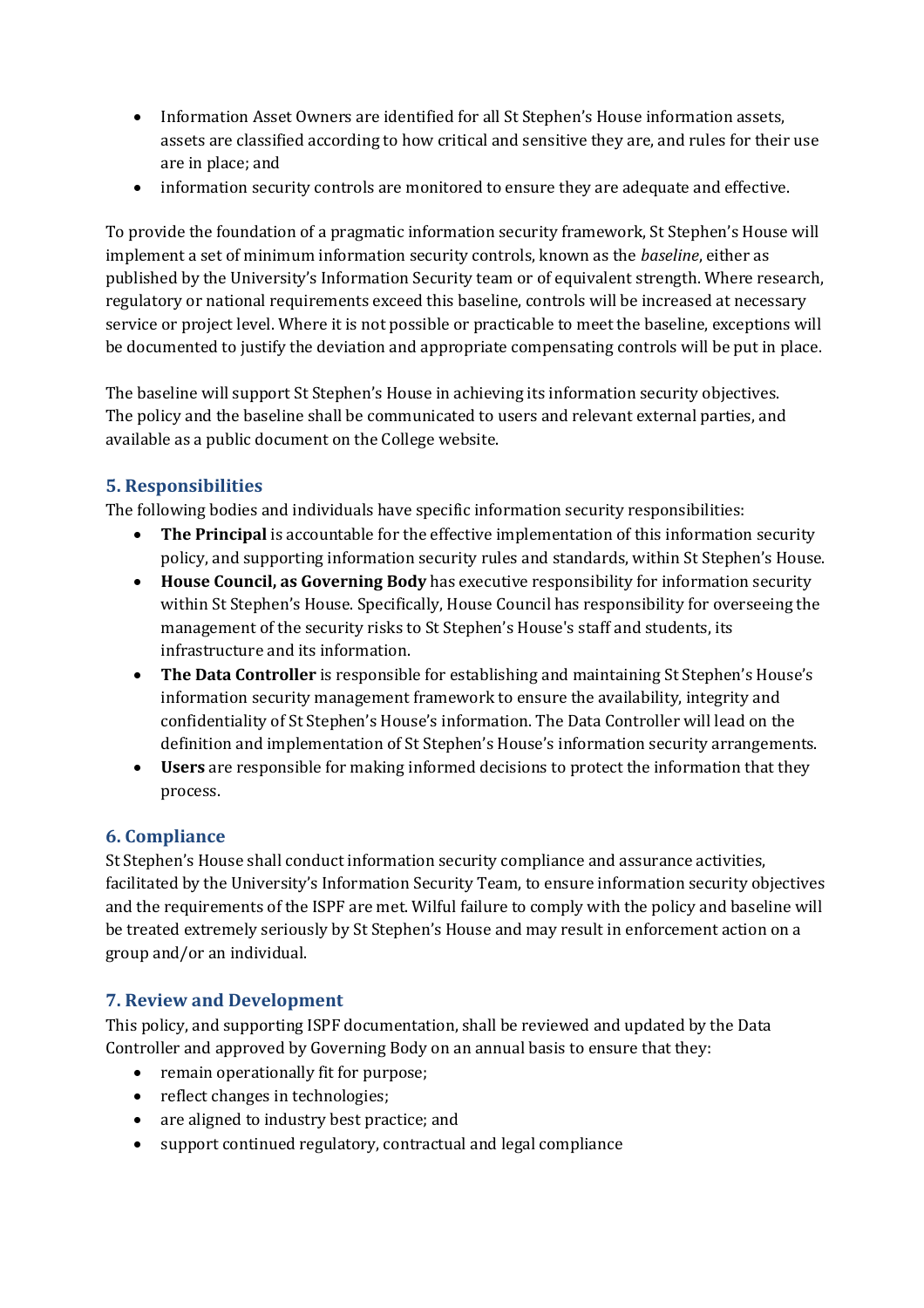- Information Asset Owners are identified for all St Stephen's House information assets, assets are classified according to how critical and sensitive they are, and rules for their use are in place; and
- information security controls are monitored to ensure they are adequate and effective.

To provide the foundation of a pragmatic information security framework, St Stephen's House will implement a set of minimum information security controls, known as the *baseline*, either as published by the University's Information Security team or of equivalent strength. Where research, regulatory or national requirements exceed this baseline, controls will be increased at necessary service or project level. Where it is not possible or practicable to meet the baseline, exceptions will be documented to justify the deviation and appropriate compensating controls will be put in place.

The baseline will support St Stephen's House in achieving its information security objectives. The policy and the baseline shall be communicated to users and relevant external parties, and available as a public document on the College website.

## 5. Responsibilities

The following bodies and individuals have specific information security responsibilities:

- **The Principal** is accountable for the effective implementation of this information security policy, and supporting information security rules and standards, within St Stephen's House.
- **House Council, as Governing Body** has executive responsibility for information security within St Stephen's House. Specifically, House Council has responsibility for overseeing the management of the security risks to St Stephen's House's staff and students, its infrastructure and its information.
- **The Data Controller** is responsible for establishing and maintaining St Stephen's House's information security management framework to ensure the availability, integrity and confidentiality of St Stephen's House's information. The Data Controller will lead on the definition and implementation of St Stephen's House's information security arrangements.
- **Users** are responsible for making informed decisions to protect the information that they process.

## 6. Compliance

St Stephen's House shall conduct information security compliance and assurance activities, facilitated by the University's Information Security Team, to ensure information security objectives and the requirements of the ISPF are met. Wilful failure to comply with the policy and baseline will be treated extremely seriously by St Stephen's House and may result in enforcement action on a group and/or an individual.

## 7. Review and Development

This policy, and supporting ISPF documentation, shall be reviewed and updated by the Data Controller and approved by Governing Body on an annual basis to ensure that they:

- remain operationally fit for purpose;
- reflect changes in technologies;
- are aligned to industry best practice; and
- support continued regulatory, contractual and legal compliance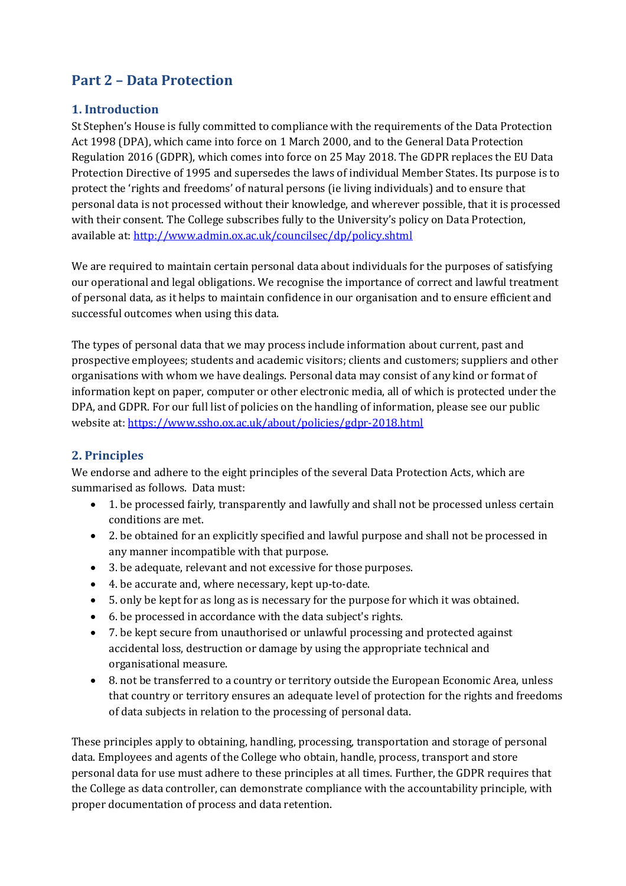## Part 2 – Data Protection

### 1. Introduction

St Stephen's House is fully committed to compliance with the requirements of the Data Protection Act 1998 (DPA), which came into force on 1 March 2000, and to the General Data Protection Regulation 2016 (GDPR), which comes into force on 25 May 2018. The GDPR replaces the EU Data Protection Directive of 1995 and supersedes the laws of individual Member States. Its purpose is to protect the 'rights and freedoms' of natural persons (ie living individuals) and to ensure that personal data is not processed without their knowledge, and wherever possible, that it is processed with their consent. The College subscribes fully to the University's policy on Data Protection, available at: [http://www.admin.ox.ac.uk/councilsec/dp/policy.shtml](http://www.admin.ox.ac.uk/councilsec/dp/policy.shtml)

We are required to maintain certain personal data about individuals for the purposes of satisfying our operational and legal obligations. We recognise the importance of correct and lawful treatment of personal data, as it helps to maintain confidence in our organisation and to ensure efficient and successful outcomes when using this data.

The types of personal data that we may process include information about current, past and prospective employees; students and academic visitors; clients and customers; suppliers and other organisations with whom we have dealings. Personal data may consist of any kind or format of information kept on paper, computer or other electronic media, all of which is protected under the DPA, and GDPR. For our full list of policies on the handling of information, please see our public website at: [https://www.ssho.ox.ac.uk/about/policies/gdpr-2018.html](https://www.ssho.ox.ac.uk/about/policies/gdpr-2018.html)

### 2. Principles

We endorse and adhere to the eight principles of the several Data Protection Acts, which are summarised as follows. Data must:

- 1. be processed fairly, transparently and lawfully and shall not be processed unless certain conditions are met.
- 2. be obtained for an explicitly specified and lawful purpose and shall not be processed in any manner incompatible with that purpose.
- 3. be adequate, relevant and not excessive for those purposes.
- 4. be accurate and, where necessary, kept up-to-date.
- 5. only be kept for as long as is necessary for the purpose for which it was obtained.
- 6. be processed in accordance with the data subject's rights.
- 7. be kept secure from unauthorised or unlawful processing and protected against accidental loss, destruction or damage by using the appropriate technical and organisational measure.
- 8. not be transferred to a country or territory outside the European Economic Area, unless that country or territory ensures an adequate level of protection for the rights and freedoms of data subjects in relation to the processing of personal data.

These principles apply to obtaining, handling, processing, transportation and storage of personal data. Employees and agents of the College who obtain, handle, process, transport and store personal data for use must adhere to these principles at all times. Further, the GDPR requires that the College as data controller, can demonstrate compliance with the accountability principle, with proper documentation of process and data retention.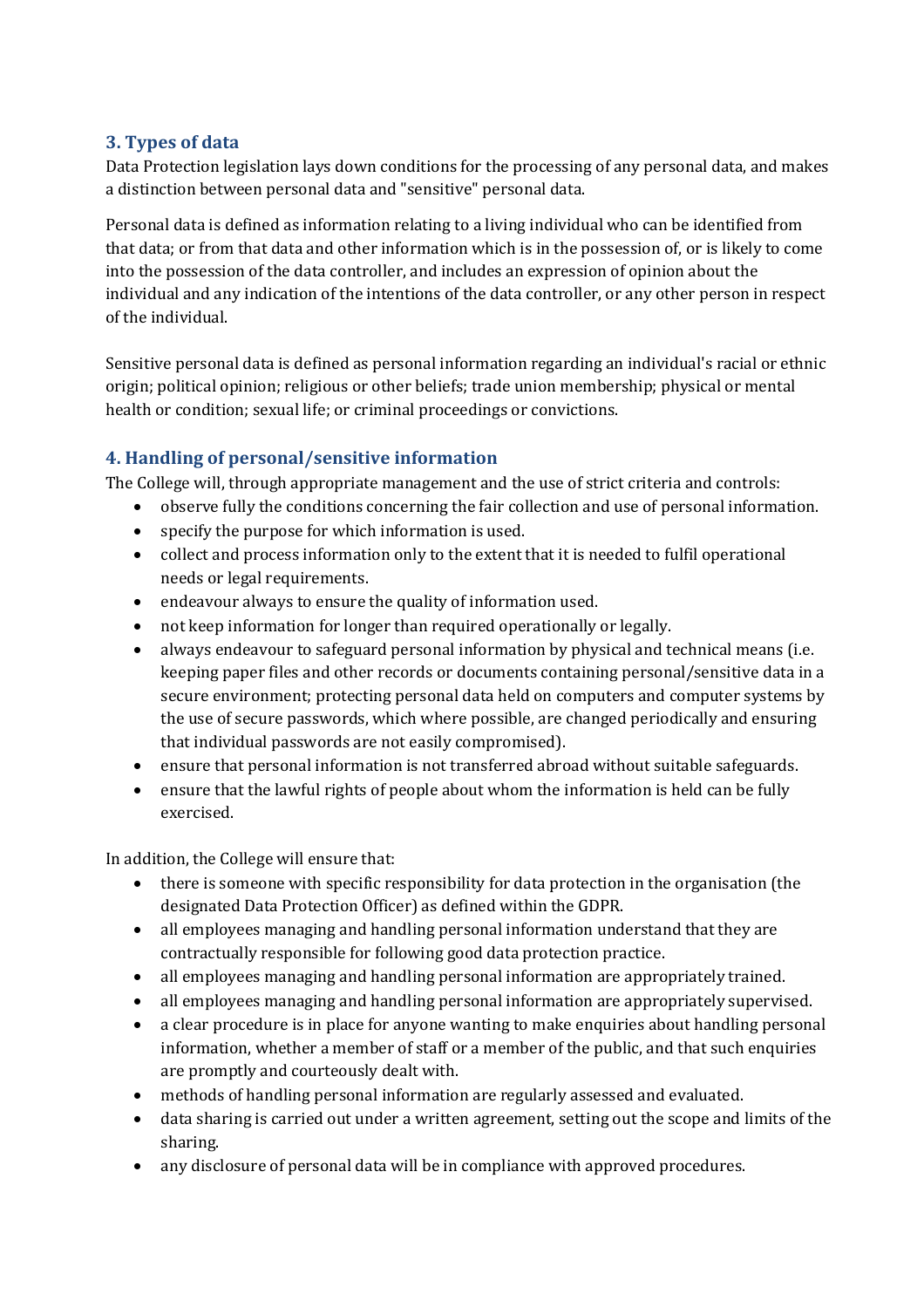## 3. Types of data

Data Protection legislation lays down conditions for the processing of any personal data, and makes a distinction between personal data and "sensitive" personal data.

Personal data is defined as information relating to a living individual who can be identified from that data; or from that data and other information which is in the possession of, or is likely to come into the possession of the data controller, and includes an expression of opinion about the individual and any indication of the intentions of the data controller, or any other person in respect of the individual.

Sensitive personal data is defined as personal information regarding an individual's racial or ethnic origin; political opinion; religious or other beliefs; trade union membership; physical or mental health or condition; sexual life; or criminal proceedings or convictions.

## 4. Handling of personal/sensitive information

The College will, through appropriate management and the use of strict criteria and controls:

- observe fully the conditions concerning the fair collection and use of personal information.
- specify the purpose for which information is used.
- collect and process information only to the extent that it is needed to fulfil operational needs or legal requirements.
- endeavour always to ensure the quality of information used.
- not keep information for longer than required operationally or legally.
- always endeavour to safeguard personal information by physical and technical means (i.e. keeping paper files and other records or documents containing personal/sensitive data in a secure environment; protecting personal data held on computers and computer systems by the use of secure passwords, which where possible, are changed periodically and ensuring that individual passwords are not easily compromised).
- ensure that personal information is not transferred abroad without suitable safeguards.
- ensure that the lawful rights of people about whom the information is held can be fully exercised.

In addition, the College will ensure that:

- there is someone with specific responsibility for data protection in the organisation (the designated Data Protection Officer) as defined within the GDPR.
- all employees managing and handling personal information understand that they are contractually responsible for following good data protection practice.
- all employees managing and handling personal information are appropriately trained.
- all employees managing and handling personal information are appropriately supervised.
- a clear procedure is in place for anyone wanting to make enquiries about handling personal information, whether a member of staff or a member of the public, and that such enquiries are promptly and courteously dealt with.
- methods of handling personal information are regularly assessed and evaluated.
- data sharing is carried out under a written agreement, setting out the scope and limits of the sharing.
- any disclosure of personal data will be in compliance with approved procedures.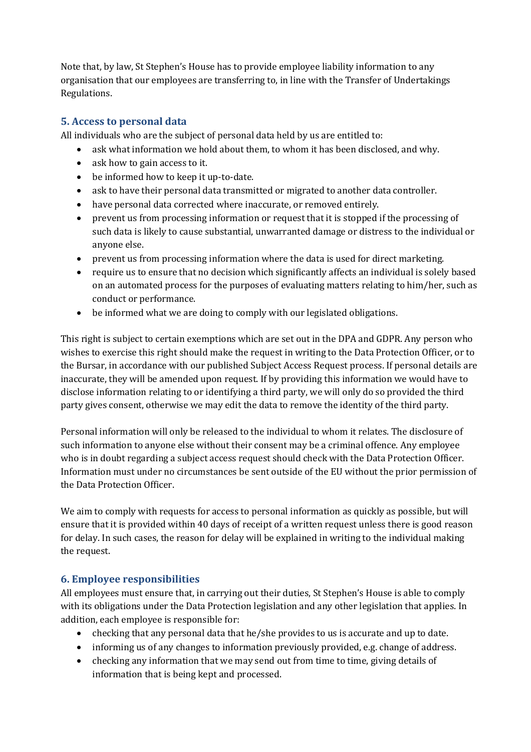Note that, by law, St Stephen's House has to provide employee liability information to any organisation that our employees are transferring to, in line with the Transfer of Undertakings Regulations.

## 5. Access to personal data

All individuals who are the subject of personal data held by us are entitled to:

- ask what information we hold about them, to whom it has been disclosed, and why.
- ask how to gain access to it.
- be informed how to keep it up-to-date.
- ask to have their personal data transmitted or migrated to another data controller.
- have personal data corrected where inaccurate, or removed entirely.
- prevent us from processing information or request that it is stopped if the processing of such data is likely to cause substantial, unwarranted damage or distress to the individual or anyone else.
- prevent us from processing information where the data is used for direct marketing.
- require us to ensure that no decision which significantly affects an individual is solely based on an automated process for the purposes of evaluating matters relating to him/her, such as conduct or performance.
- be informed what we are doing to comply with our legislated obligations.

This right is subject to certain exemptions which are set out in the DPA and GDPR. Any person who wishes to exercise this right should make the request in writing to the Data Protection Officer, or to the Bursar, in accordance with our published Subject Access Request process. If personal details are inaccurate, they will be amended upon request. If by providing this information we would have to disclose information relating to or identifying a third party, we will only do so provided the third party gives consent, otherwise we may edit the data to remove the identity of the third party.

Personal information will only be released to the individual to whom it relates. The disclosure of such information to anyone else without their consent may be a criminal offence. Any employee who is in doubt regarding a subject access request should check with the Data Protection Officer. Information must under no circumstances be sent outside of the EU without the prior permission of the Data Protection Officer.

We aim to comply with requests for access to personal information as quickly as possible, but will ensure that it is provided within 40 days of receipt of a written request unless there is good reason for delay. In such cases, the reason for delay will be explained in writing to the individual making the request.

## 6. Employee responsibilities

All employees must ensure that, in carrying out their duties, St Stephen's House is able to comply with its obligations under the Data Protection legislation and any other legislation that applies. In addition, each employee is responsible for:

- checking that any personal data that he/she provides to us is accurate and up to date.
- informing us of any changes to information previously provided, e.g. change of address.
- checking any information that we may send out from time to time, giving details of information that is being kept and processed.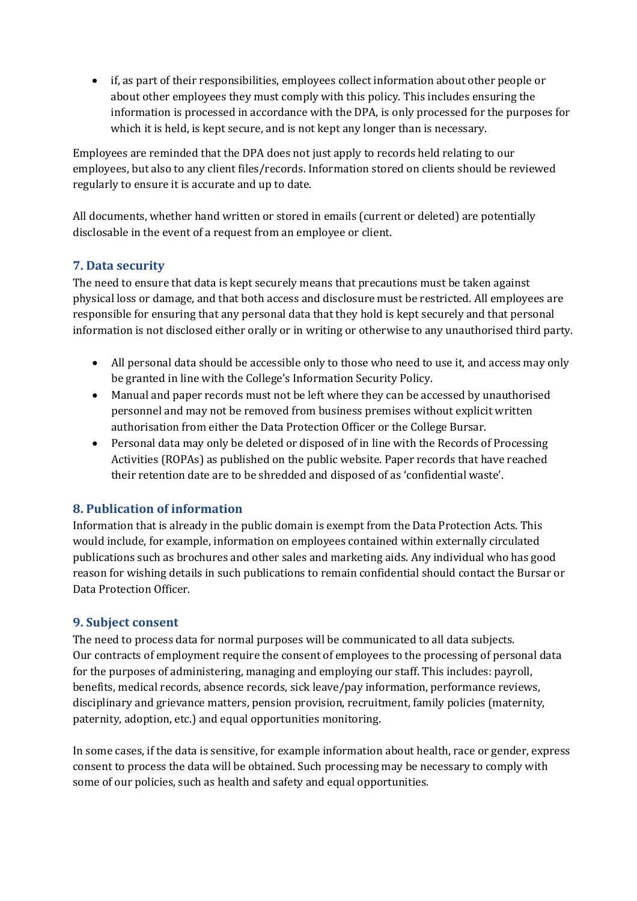- if, as part of their responsibilities, employees collect information about other people or about other employees they must comply with this policy. This includes ensuring the information is processed in accordance with the DPA, is only processed for the purposes for which it is held, is kept secure, and is not kept any longer than is necessary.

Employees are reminded that the DPA does not just apply to records held relating to our employees, but also to any client files/records. Information stored on clients should be reviewed regularly to ensure it is accurate and up to date.

All documents, whether hand written or stored in emails (current or deleted) are potentially disclosable in the event of a request from an employee or client.

## 7. Data security

The need to ensure that data is kept securely means that precautions must be taken against physical loss or damage, and that both access and disclosure must be restricted. All employees are responsible for ensuring that any personal data that they hold is kept securely and that personal information is not disclosed either orally or in writing or otherwise to any unauthorised third party.

- All personal data should be accessible only to those who need to use it, and access may only be granted in line with the College's Information Security Policy.
- Manual and paper records must not be left where they can be accessed by unauthorised personnel and may not be removed from business premises without explicit written authorisation from either the Data Protection Officer or the College Bursar.
- Personal data may only be deleted or disposed of in line with the Records of Processing Activities (ROPAs) as published on the public website. Paper records that have reached their retention date are to be shredded and disposed of as 'confidential waste'.

## 8. Publication of information

Information that is already in the public domain is exempt from the Data Protection Acts. This would include, for example, information on employees contained within externally circulated publications such as brochures and other sales and marketing aids. Any individual who has good reason for wishing details in such publications to remain confidential should contact the Bursar or Data Protection Officer.

## 9. Subject consent

The need to process data for normal purposes will be communicated to all data subjects. Our contracts of employment require the consent of employees to the processing of personal data for the purposes of administering, managing and employing our staff. This includes: payroll, benefits, medical records, absence records, sick leave/pay information, performance reviews, disciplinary and grievance matters, pension provision, recruitment, family policies (maternity, paternity, adoption, etc.) and equal opportunities monitoring.

In some cases, if the data is sensitive, for example information about health, race or gender, express consent to process the data will be obtained. Such processing may be necessary to comply with some of our policies, such as health and safety and equal opportunities.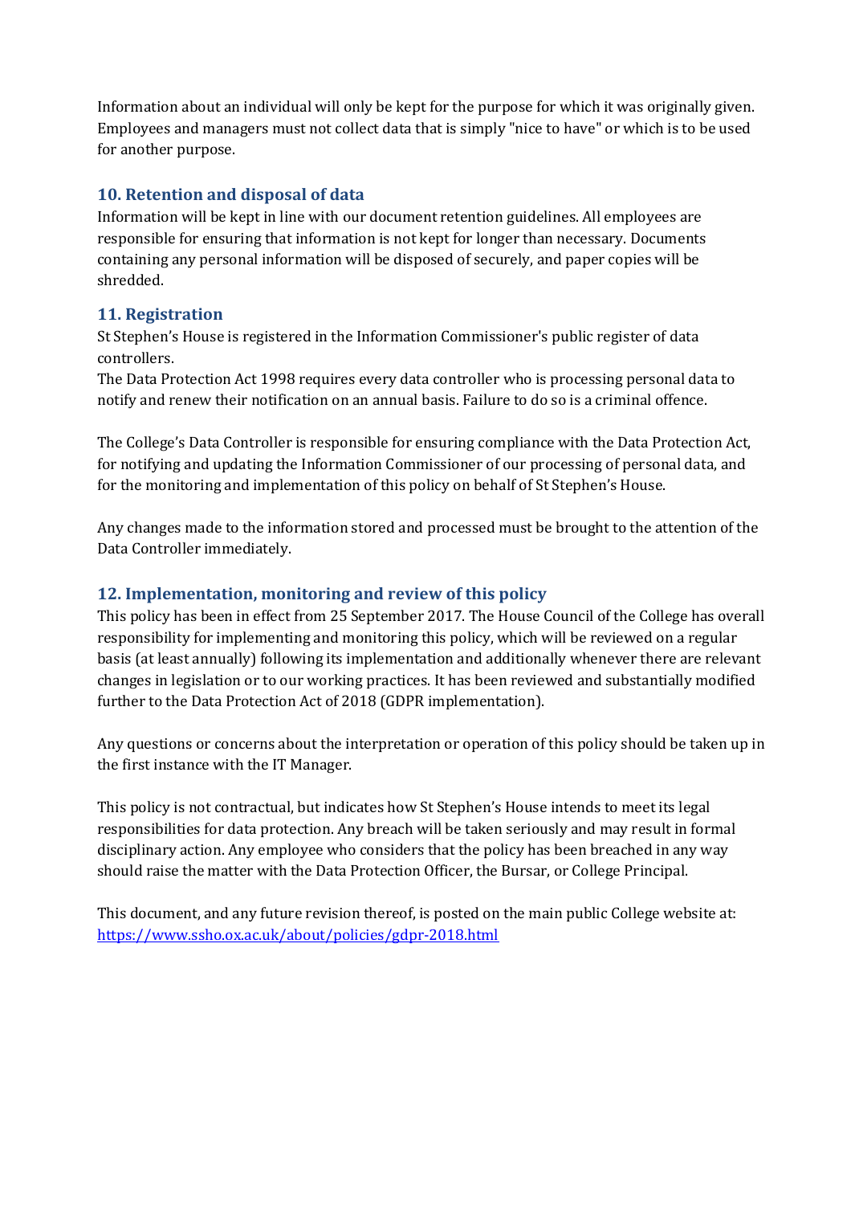Information about an individual will only be kept for the purpose for which it was originally given. Employees and managers must not collect data that is simply "nice to have" or which is to be used for another purpose.

## 10. Retention and disposal of data

Information will be kept in line with our document retention guidelines. All employees are responsible for ensuring that information is not kept for longer than necessary. Documents containing any personal information will be disposed of securely, and paper copies will be shredded.

## 11. Registration

St Stephen's House is registered in the Information Commissioner's public register of data controllers.

The Data Protection Act 1998 requires every data controller who is processing personal data to notify and renew their notification on an annual basis. Failure to do so is a criminal offence.

The College's Data Controller is responsible for ensuring compliance with the Data Protection Act, for notifying and updating the Information Commissioner of our processing of personal data, and for the monitoring and implementation of this policy on behalf of St Stephen's House.

Any changes made to the information stored and processed must be brought to the attention of the Data Controller immediately.

## 12. Implementation, monitoring and review of this policy

This policy has been in effect from 25 September 2017. The House Council of the College has overall responsibility for implementing and monitoring this policy, which will be reviewed on a regular basis (at least annually) following its implementation and additionally whenever there are relevant changes in legislation or to our working practices. It has been reviewed and substantially modified further to the Data Protection Act of 2018 (GDPR implementation).

Any questions or concerns about the interpretation or operation of this policy should be taken up in the first instance with the IT Manager.

This policy is not contractual, but indicates how St Stephen's House intends to meet its legal responsibilities for data protection. Any breach will be taken seriously and may result in formal disciplinary action. Any employee who considers that the policy has been breached in any way should raise the matter with the Data Protection Officer, the Bursar, or College Principal.

This document, and any future revision thereof, is posted on the main public College website at: [https://www.ssho.ox.ac.uk/about/policies/gdpr-2018.html](https://www.ssho.ox.ac.uk/about/policies/gdpr-2018.html)